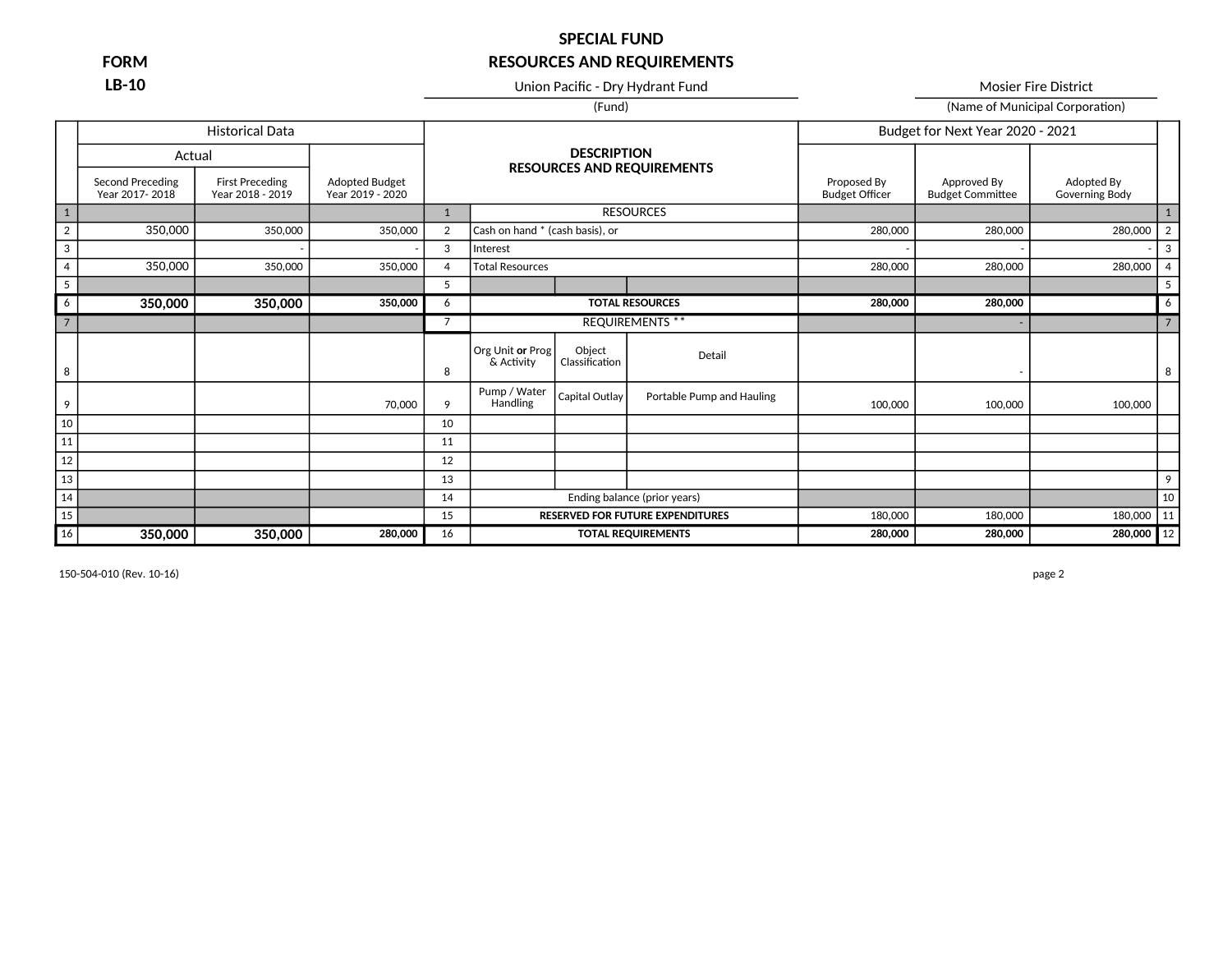**FORM**
**LB-10**

# SPECIAL FUND
## RESOURCES AND REQUIREMENTS

Union Pacific - Dry Hydrant Fund
(Fund)

Mosier Fire District
(Name of Municipal Corporation)

| | Historical Data | | | | DESCRIPTION RESOURCES AND REQUIREMENTS | | | Budget for Next Year 2020 - 2021 | | | |
|---|---|---|---|---|---|---|---|---|---|---|---|
| | Actual | | | | | | | | | | |
| | Second Preceding Year 2017- 2018 | First Preceding Year 2018 - 2019 | Adopted Budget Year 2019 - 2020 | | | | | Proposed By Budget Officer | Approved By Budget Committee | Adopted By Governing Body | |
| 1 | | | | 1 | RESOURCES | | | | | | 1 |
| 2 | 350,000 | 350,000 | 350,000 | 2 | Cash on hand * (cash basis), or | | | 280,000 | 280,000 | 280,000 | 2 |
| 3 | | - | - | 3 | Interest | | | - | - | - | 3 |
| 4 | 350,000 | 350,000 | 350,000 | 4 | Total Resources | | | 280,000 | 280,000 | 280,000 | 4 |
| 5 | | | | 5 | | | | | | | 5 |
| 6 | **350,000** | **350,000** | **350,000** | 6 | **TOTAL RESOURCES** | | | **280,000** | **280,000** | | 6 |
| 7 | | | | 7 | REQUIREMENTS ** | | | | - | | 7 |
| 8 | | | | 8 | Org Unit **or** Prog & Activity | Object Classification | Detail | | - | | 8 |
| 9 | | | 70,000 | 9 | Pump / Water Handling | Capital Outlay | Portable Pump and Hauling | 100,000 | 100,000 | 100,000 | |
| 10 | | | | 10 | | | | | | | |
| 11 | | | | 11 | | | | | | | |
| 12 | | | | 12 | | | | | | | |
| 13 | | | | 13 | | | | | | | 9 |
| 14 | | | | 14 | Ending balance (prior years) | | | | | | 10 |
| 15 | | | | 15 | **RESERVED FOR FUTURE EXPENDITURES** | | | 180,000 | 180,000 | 180,000 | 11 |
| 16 | **350,000** | **350,000** | **280,000** | 16 | **TOTAL REQUIREMENTS** | | | **280,000** | **280,000** | **280,000** | 12 |

150-504-010 (Rev. 10-16)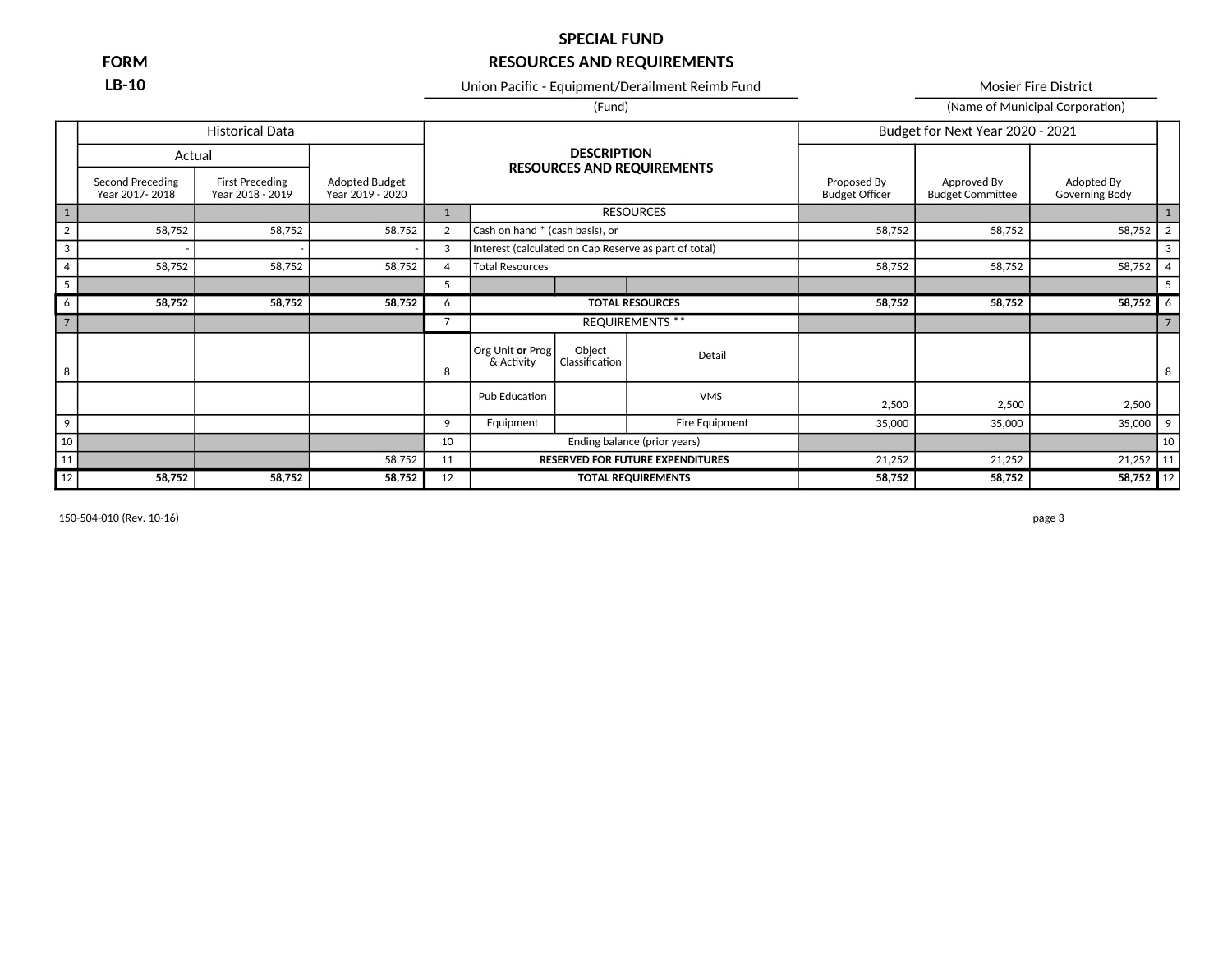**FORM LB-10**

# SPECIAL FUND
## RESOURCES AND REQUIREMENTS

Union Pacific - Equipment/Derailment Reimb Fund
(Fund)

Mosier Fire District
(Name of Municipal Corporation)

| | Historical Data | | | | DESCRIPTION RESOURCES AND REQUIREMENTS | | | Budget for Next Year 2020 - 2021 | | | |
|---|---|---|---|---|---|---|---|---|---|---|---|
| | Actual | | | | | | | | | | |
| | Second Preceding Year 2017- 2018 | First Preceding Year 2018 - 2019 | Adopted Budget Year 2019 - 2020 | | | | | Proposed By Budget Officer | Approved By Budget Committee | Adopted By Governing Body | |
| 1 | | | | 1 | RESOURCES | | | | | | 1 |
| 2 | 58,752 | 58,752 | 58,752 | 2 | Cash on hand * (cash basis), or | | | 58,752 | 58,752 | 58,752 | 2 |
| 3 | - | - | - | 3 | Interest (calculated on Cap Reserve as part of total) | | | | | | 3 |
| 4 | 58,752 | 58,752 | 58,752 | 4 | Total Resources | | | 58,752 | 58,752 | 58,752 | 4 |
| 5 | | | | 5 | | | | | | | 5 |
| 6 | **58,752** | **58,752** | **58,752** | 6 | **TOTAL RESOURCES** | | | **58,752** | **58,752** | **58,752** | 6 |
| 7 | | | | 7 | REQUIREMENTS ** | | | | | | 7 |
| 8 | | | | 8 | Org Unit **or** Prog & Activity | Object Classification | Detail | | | | 8 |
| | | | | | Pub Education | | VMS | 2,500 | 2,500 | 2,500 | |
| 9 | | | | 9 | Equipment | | Fire Equipment | 35,000 | 35,000 | 35,000 | 9 |
| 10 | | | | 10 | Ending balance (prior years) | | | | | | 10 |
| 11 | | | 58,752 | 11 | **RESERVED FOR FUTURE EXPENDITURES** | | | 21,252 | 21,252 | 21,252 | 11 |
| 12 | **58,752** | **58,752** | **58,752** | 12 | **TOTAL REQUIREMENTS** | | | **58,752** | **58,752** | **58,752** | 12 |

150-504-010 (Rev. 10-16)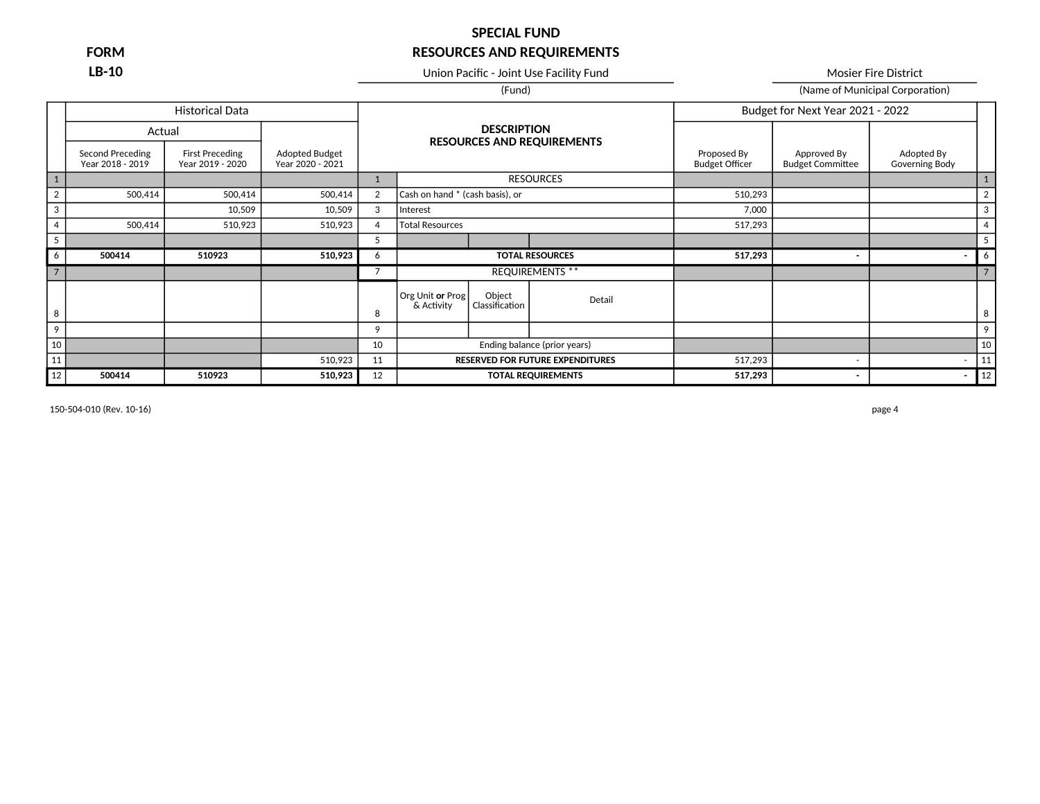**FORM LB-10**

# SPECIAL FUND
## RESOURCES AND REQUIREMENTS

Union Pacific - Joint Use Facility Fund
(Fund)

Mosier Fire District
(Name of Municipal Corporation)

| | Historical Data | | | | Description Resources and Requirements | | | Budget for Next Year 2021 - 2022 | | | |
|---|---|---|---|---|---|---|---|---|---|---|---|
| | Actual | | | | | | | | | | |
| | Second Preceding Year 2018 - 2019 | First Preceding Year 2019 - 2020 | Adopted Budget Year 2020 - 2021 | | | | | Proposed By Budget Officer | Approved By Budget Committee | Adopted By Governing Body | |
| 1 | | | | 1 | RESOURCES | | | | | | 1 |
| 2 | 500,414 | 500,414 | 500,414 | 2 | Cash on hand * (cash basis), or | | | 510,293 | | | 2 |
| 3 | | 10,509 | 10,509 | 3 | Interest | | | 7,000 | | | 3 |
| 4 | 500,414 | 510,923 | 510,923 | 4 | Total Resources | | | 517,293 | | | 4 |
| 5 | | | | 5 | | | | | | | 5 |
| 6 | **500414** | **510923** | **510,923** | 6 | **TOTAL RESOURCES** | | | **517,293** | **-** | **-** | 6 |
| 7 | | | | 7 | REQUIREMENTS ** | | | | | | 7 |
| 8 | | | | 8 | Org Unit **or** Prog & Activity | Object Classification | Detail | | | | 8 |
| 9 | | | | 9 | | | | | | | 9 |
| 10 | | | | 10 | Ending balance (prior years) | | | | | | 10 |
| 11 | | | 510,923 | 11 | **RESERVED FOR FUTURE EXPENDITURES** | | | 517,293 | - | - | 11 |
| 12 | **500414** | **510923** | **510,923** | 12 | **TOTAL REQUIREMENTS** | | | **517,293** | **-** | **-** | 12 |

150-504-010 (Rev. 10-16)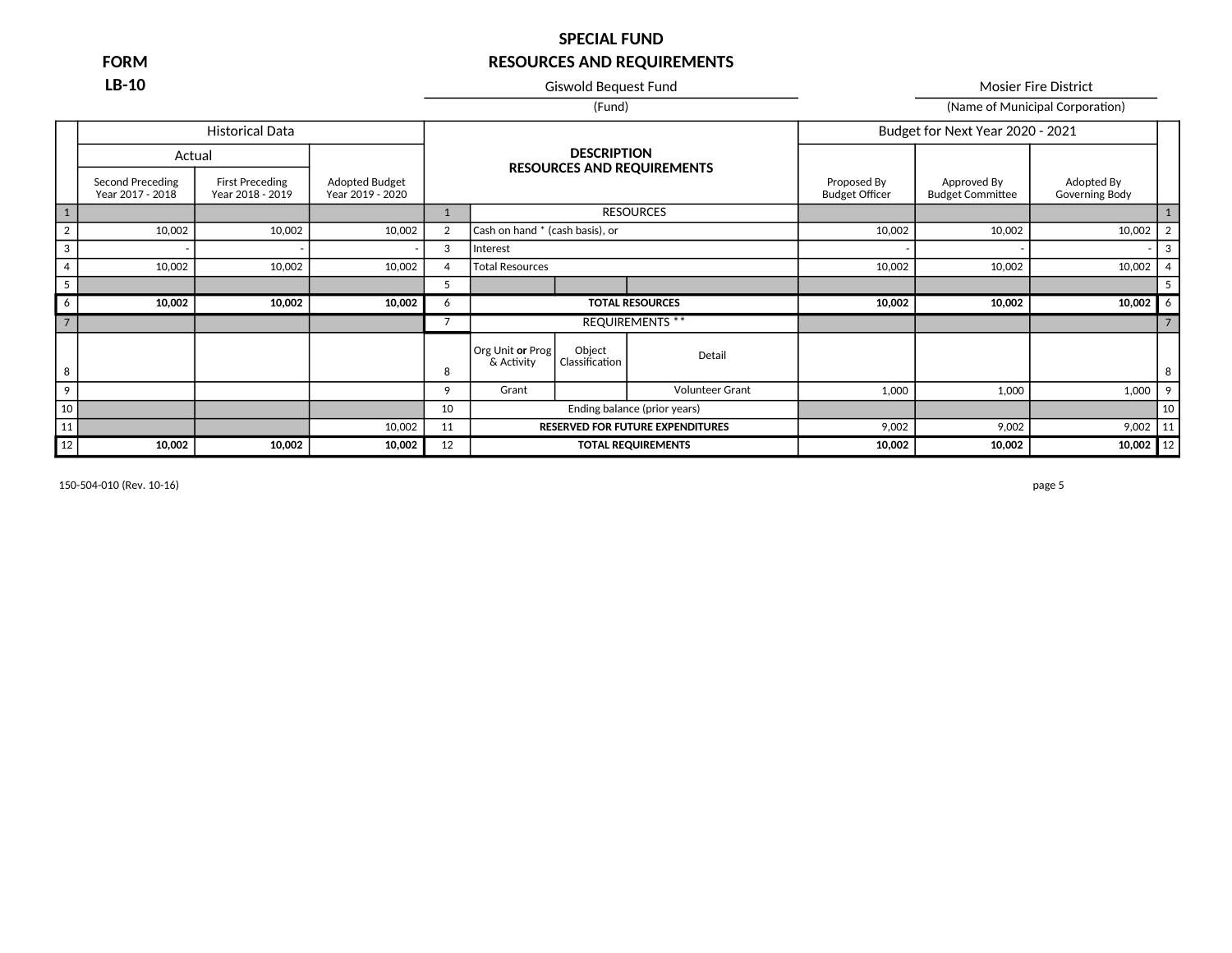**FORM LB-10**

# SPECIAL FUND
## RESOURCES AND REQUIREMENTS

Giswold Bequest Fund (Fund)

Mosier Fire District (Name of Municipal Corporation)

| | Historical Data | | | | DESCRIPTION RESOURCES AND REQUIREMENTS | | | Budget for Next Year 2020 - 2021 | | | |
|---|---|---|---|---|---|---|---|---|---|---|---|
| | Actual | | | | | | | | | | |
| | Second Preceding Year 2017 - 2018 | First Preceding Year 2018 - 2019 | Adopted Budget Year 2019 - 2020 | | | | | Proposed By Budget Officer | Approved By Budget Committee | Adopted By Governing Body | |
| 1 | | | | 1 | RESOURCES | | | | | | 1 |
| 2 | 10,002 | 10,002 | 10,002 | 2 | Cash on hand * (cash basis), or | | | 10,002 | 10,002 | 10,002 | 2 |
| 3 | - | - | - | 3 | Interest | | | - | - | - | 3 |
| 4 | 10,002 | 10,002 | 10,002 | 4 | Total Resources | | | 10,002 | 10,002 | 10,002 | 4 |
| 5 | | | | 5 | | | | | | | 5 |
| 6 | **10,002** | **10,002** | **10,002** | 6 | **TOTAL RESOURCES** | | | **10,002** | **10,002** | **10,002** | 6 |
| 7 | | | | 7 | REQUIREMENTS ** | | | | | | 7 |
| 8 | | | | 8 | Org Unit **or** Prog & Activity | Object Classification | Detail | | | | 8 |
| 9 | | | | 9 | Grant | | Volunteer Grant | 1,000 | 1,000 | 1,000 | 9 |
| 10 | | | | 10 | Ending balance (prior years) | | | | | | 10 |
| 11 | | | 10,002 | 11 | **RESERVED FOR FUTURE EXPENDITURES** | | | 9,002 | 9,002 | 9,002 | 11 |
| 12 | **10,002** | **10,002** | **10,002** | 12 | **TOTAL REQUIREMENTS** | | | **10,002** | **10,002** | **10,002** | 12 |

150-504-010 (Rev. 10-16)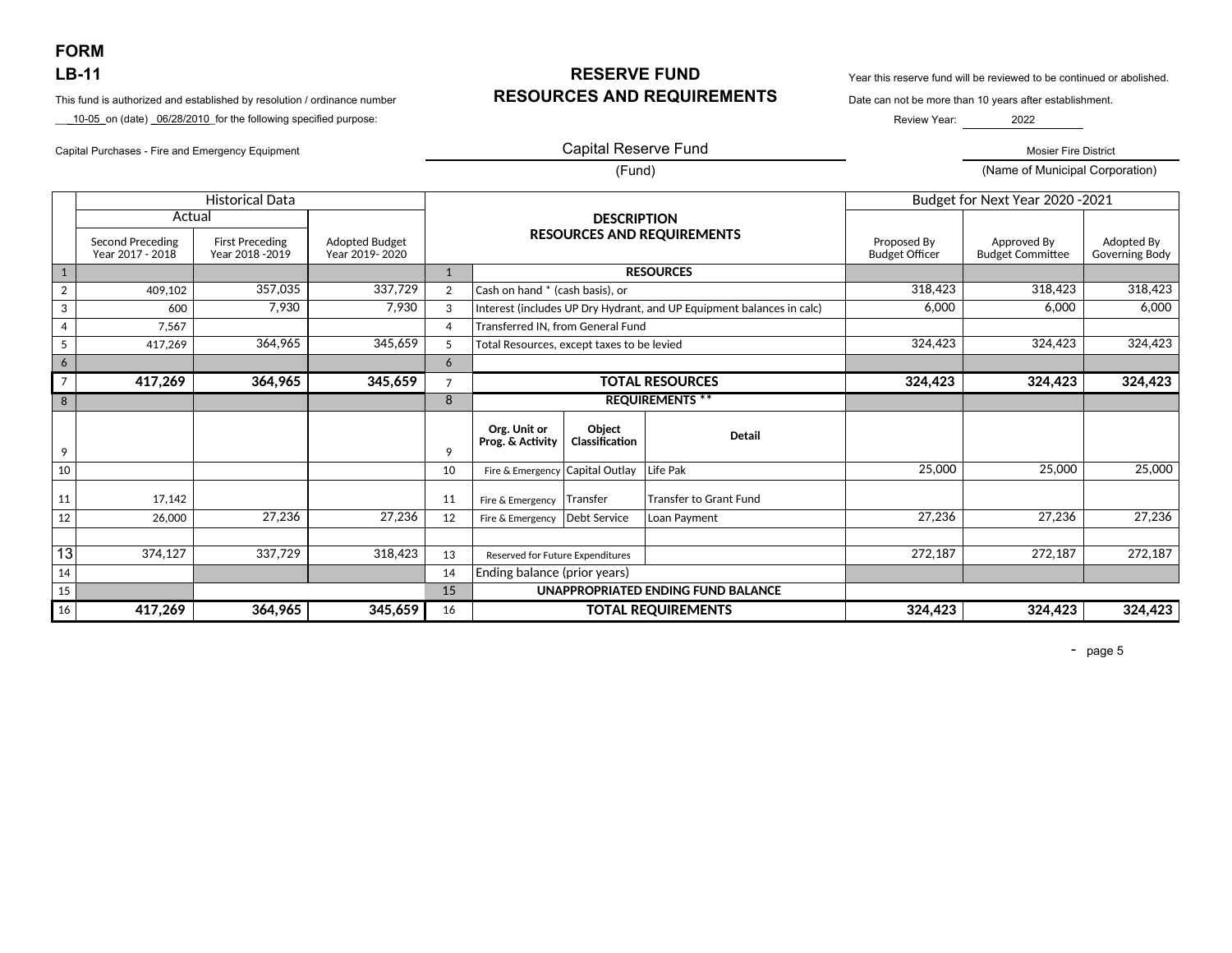**FORM**
**LB-11**

# RESERVE FUND
# RESOURCES AND REQUIREMENTS

This fund is authorized and established by resolution / ordinance number \_\_10-05\_ on (date) \_06/28/2010\_ for the following specified purpose:

Capital Purchases - Fire and Emergency Equipment

Year this reserve fund will be reviewed to be continued or abolished.
Date can not be more than 10 years after establishment.
Review Year: 2022

Capital Reserve Fund
(Fund)

Mosier Fire District
(Name of Municipal Corporation)

| | Historical Data | | | | DESCRIPTION RESOURCES AND REQUIREMENTS | | | Budget for Next Year 2020 -2021 | | |
|---|---|---|---|---|---|---|---|---|---|---|
| | Actual | | | | | | | | | |
| | Second Preceding Year 2017 - 2018 | First Preceding Year 2018 -2019 | Adopted Budget Year 2019- 2020 | | | | | Proposed By Budget Officer | Approved By Budget Committee | Adopted By Governing Body |
| 1 | | | | 1 | **RESOURCES** | | | | | |
| 2 | 409,102 | 357,035 | 337,729 | 2 | Cash on hand * (cash basis), or | | | 318,423 | 318,423 | 318,423 |
| 3 | 600 | 7,930 | 7,930 | 3 | Interest (includes UP Dry Hydrant, and UP Equipment balances in calc) | | | 6,000 | 6,000 | 6,000 |
| 4 | 7,567 | | | 4 | Transferred IN, from General Fund | | | | | |
| 5 | 417,269 | 364,965 | 345,659 | 5 | Total Resources, except taxes to be levied | | | 324,423 | 324,423 | 324,423 |
| 6 | | | | 6 | | | | | | |
| 7 | **417,269** | **364,965** | **345,659** | 7 | **TOTAL RESOURCES** | | | **324,423** | **324,423** | **324,423** |
| 8 | | | | 8 | **REQUIREMENTS \*\*** | | | | | |
| 9 | | | | 9 | **Org. Unit or Prog. & Activity** | **Object Classification** | **Detail** | | | |
| 10 | | | | 10 | Fire & Emergency | Capital Outlay | Life Pak | 25,000 | 25,000 | 25,000 |
| 11 | 17,142 | | | 11 | Fire & Emergency | Transfer | Transfer to Grant Fund | | | |
| 12 | 26,000 | 27,236 | 27,236 | 12 | Fire & Emergency | Debt Service | Loan Payment | 27,236 | 27,236 | 27,236 |
| | | | | | | | | | | |
| 13 | 374,127 | 337,729 | 318,423 | 13 | Reserved for Future Expenditures | | | 272,187 | 272,187 | 272,187 |
| 14 | | | | 14 | Ending balance (prior years) | | | | | |
| 15 | | | | 15 | **UNAPPROPRIATED ENDING FUND BALANCE** | | | | | |
| 16 | **417,269** | **364,965** | **345,659** | 16 | **TOTAL REQUIREMENTS** | | | **324,423** | **324,423** | **324,423** |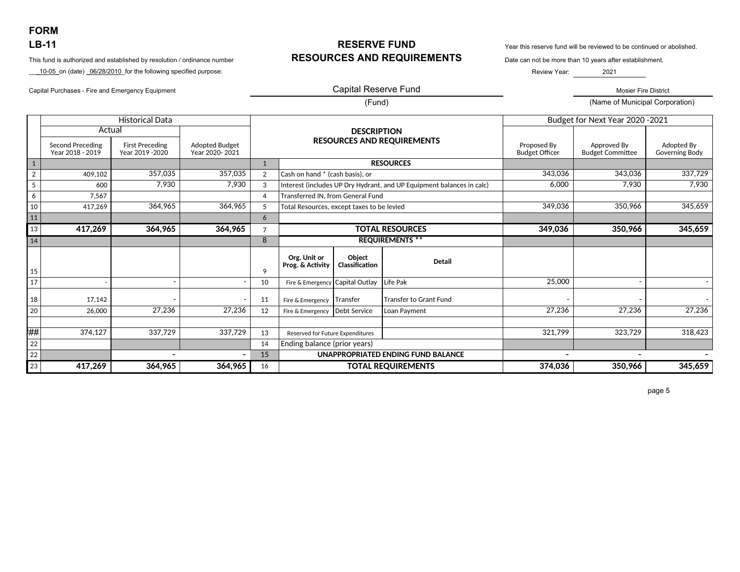**FORM**
**LB-11**

# RESERVE FUND
## RESOURCES AND REQUIREMENTS

This fund is authorized and established by resolution / ordinance number ___10-05_ on (date) _06/28/2010_ for the following specified purpose:

Capital Purchases - Fire and Emergency Equipment

Year this reserve fund will be reviewed to be continued or abolished.
Date can not be more than 10 years after establishment.
Review Year: 2021

Capital Reserve Fund
(Fund)

Mosier Fire District
(Name of Municipal Corporation)

| | Historical Data | | | | DESCRIPTION RESOURCES AND REQUIREMENTS | | | Budget for Next Year 2020 -2021 | | |
|---|---|---|---|---|---|---|---|---|---|---|
| | Actual | | | | | | | | | |
| | Second Preceding Year 2018 - 2019 | First Preceding Year 2019 -2020 | Adopted Budget Year 2020- 2021 | | | | | Proposed By Budget Officer | Approved By Budget Committee | Adopted By Governing Body |
| 1 | | | | 1 | **RESOURCES** | | | | | |
| 2 | 409,102 | 357,035 | 357,035 | 2 | Cash on hand * (cash basis), or | | | 343,036 | 343,036 | 337,729 |
| 5 | 600 | 7,930 | 7,930 | 3 | Interest (includes UP Dry Hydrant, and UP Equipment balances in calc) | | | 6,000 | 7,930 | 7,930 |
| 6 | 7,567 | | | 4 | Transferred IN, from General Fund | | | | | |
| 10 | 417,269 | 364,965 | 364,965 | 5 | Total Resources, except taxes to be levied | | | 349,036 | 350,966 | 345,659 |
| 11 | | | | 6 | | | | | | |
| 13 | **417,269** | **364,965** | **364,965** | 7 | **TOTAL RESOURCES** | | | **349,036** | **350,966** | **345,659** |
| 14 | | | | 8 | **REQUIREMENTS \*\*** | | | | | |
| 15 | | | | 9 | **Org. Unit or Prog. & Activity** | **Object Classification** | **Detail** | | | |
| 17 | - | - | - | 10 | Fire & Emergency | Capital Outlay | Life Pak | 25,000 | - | - |
| 18 | 17,142 | - | - | 11 | Fire & Emergency | Transfer | Transfer to Grant Fund | - | - | - |
| 20 | 26,000 | 27,236 | 27,236 | 12 | Fire & Emergency | Debt Service | Loan Payment | 27,236 | 27,236 | 27,236 |
| | | | | | | | | | | |
| ## | 374,127 | 337,729 | 337,729 | 13 | Reserved for Future Expenditures | | | 321,799 | 323,729 | 318,423 |
| 22 | | | | 14 | Ending balance (prior years) | | | | | |
| 22 | | - | - | 15 | **UNAPPROPRIATED ENDING FUND BALANCE** | | | - | - | - |
| 23 | **417,269** | **364,965** | **364,965** | 16 | **TOTAL REQUIREMENTS** | | | **374,036** | **350,966** | **345,659** |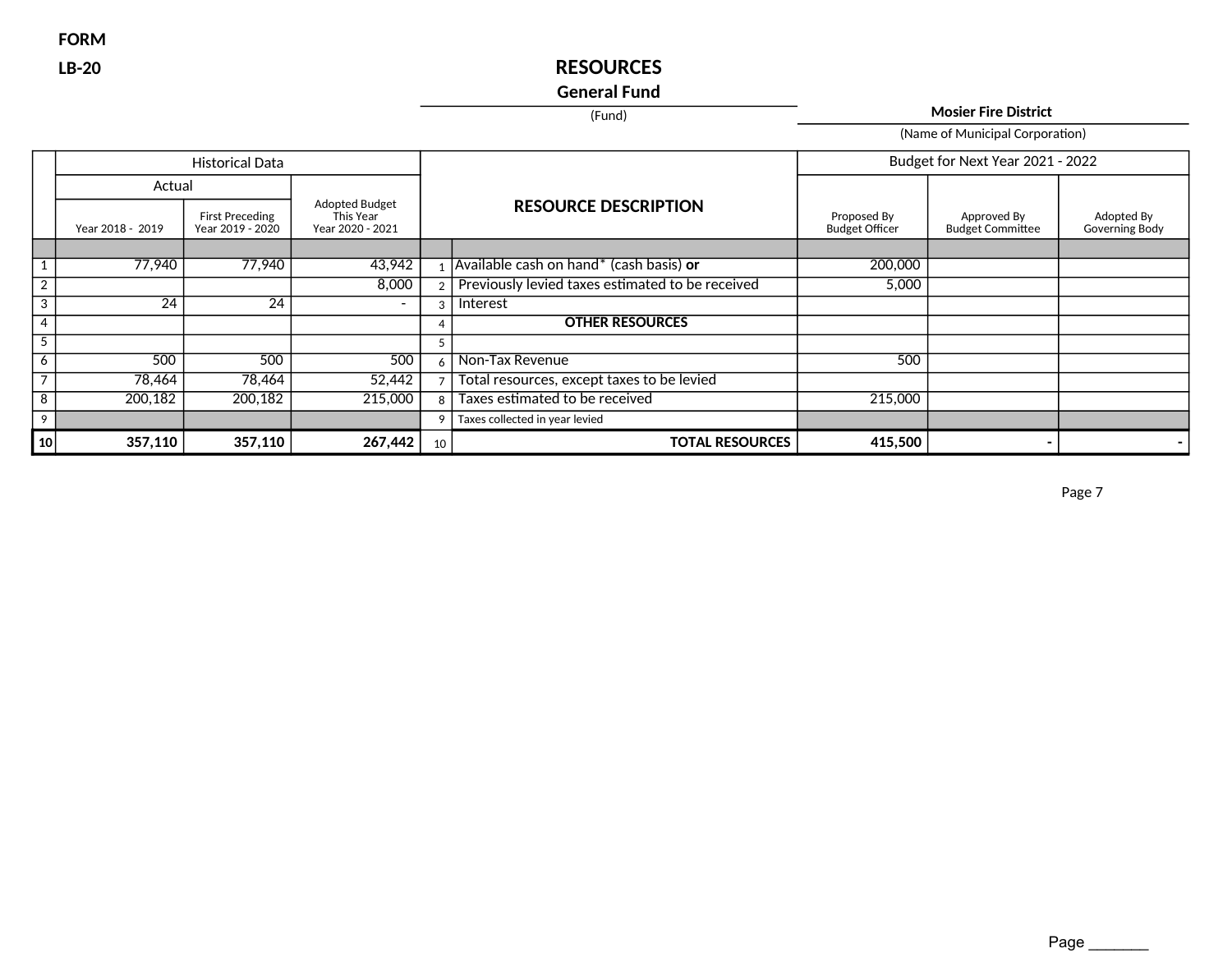FORM

LB-20

# RESOURCES

## General Fund

(Fund)

**Mosier Fire District**

(Name of Municipal Corporation)

| | Historical Data | | | | | Budget for Next Year 2021 - 2022 | | |
|---|---|---|---|---|---|---|---|---|
| | Actual | | | | | | | |
| | Year 2018 - 2019 | First Preceding Year 2019 - 2020 | Adopted Budget This Year Year 2020 - 2021 | | **RESOURCE DESCRIPTION** | Proposed By Budget Officer | Approved By Budget Committee | Adopted By Governing Body |
| 1 | 77,940 | 77,940 | 43,942 | 1 | Available cash on hand* (cash basis) **or** | 200,000 | | |
| 2 | | | 8,000 | 2 | Previously levied taxes estimated to be received | 5,000 | | |
| 3 | 24 | 24 | - | 3 | Interest | | | |
| 4 | | | | 4 | **OTHER RESOURCES** | | | |
| 5 | | | | 5 | | | | |
| 6 | 500 | 500 | 500 | 6 | Non-Tax Revenue | 500 | | |
| 7 | 78,464 | 78,464 | 52,442 | 7 | Total resources, except taxes to be levied | | | |
| 8 | 200,182 | 200,182 | 215,000 | 8 | Taxes estimated to be received | 215,000 | | |
| 9 | | | | 9 | Taxes collected in year levied | | | |
| **10** | **357,110** | **357,110** | **267,442** | 10 | **TOTAL RESOURCES** | **415,500** | **-** | **-** |

Page 7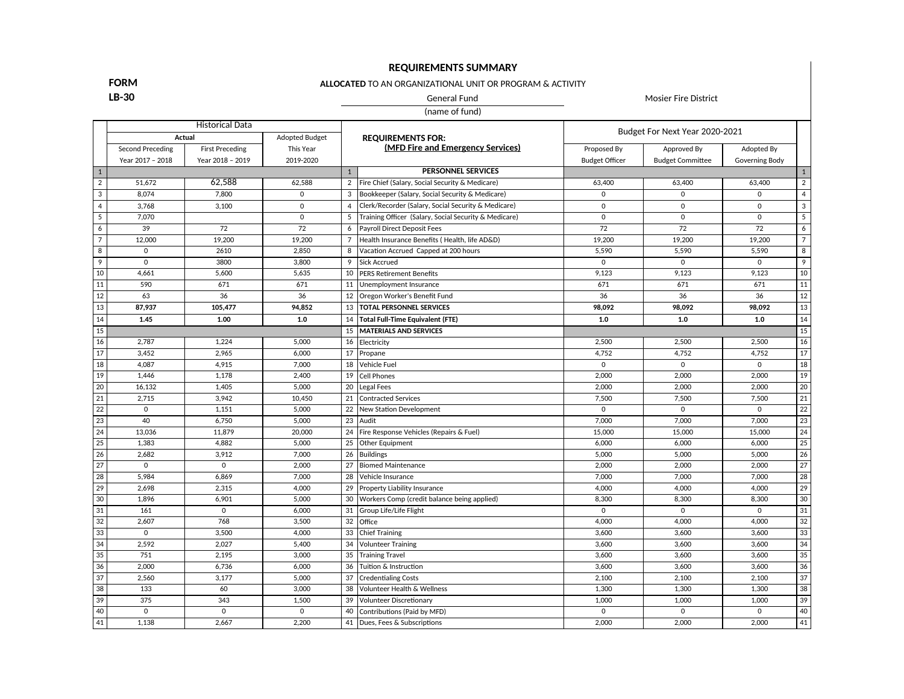# REQUIREMENTS SUMMARY

**FORM LB-30**

**ALLOCATED** TO AN ORGANIZATIONAL UNIT OR PROGRAM & ACTIVITY

General Fund (name of fund) — Mosier Fire District

| | Historical Data | | | | REQUIREMENTS FOR: (MFD Fire and Emergency Services) | Budget For Next Year 2020-2021 | | | |
|---|---|---|---|---|---|---|---|---|---|
| | Actual | | Adopted Budget | | | | | | |
| | Second Preceding Year 2017 – 2018 | First Preceding Year 2018 – 2019 | This Year 2019-2020 | | | Proposed By Budget Officer | Approved By Budget Committee | Adopted By Governing Body | |
| 1 | | | | 1 | **PERSONNEL SERVICES** | | | | 1 |
| 2 | 51,672 | 62,588 | 62,588 | 2 | Fire Chief (Salary, Social Security & Medicare) | 63,400 | 63,400 | 63,400 | 2 |
| 3 | 8,074 | 7,800 | 0 | 3 | Bookkeeper (Salary, Social Security & Medicare) | 0 | 0 | 0 | 4 |
| 4 | 3,768 | 3,100 | 0 | 4 | Clerk/Recorder (Salary, Social Security & Medicare) | 0 | 0 | 0 | 3 |
| 5 | 7,070 | | 0 | 5 | Training Officer (Salary, Social Security & Medicare) | 0 | 0 | 0 | 5 |
| 6 | 39 | 72 | 72 | 6 | Payroll Direct Deposit Fees | 72 | 72 | 72 | 6 |
| 7 | 12,000 | 19,200 | 19,200 | 7 | Health Insurance Benefits ( Health, life AD&D) | 19,200 | 19,200 | 19,200 | 7 |
| 8 | 0 | 2610 | 2,850 | 8 | Vacation Accrued Capped at 200 hours | 5,590 | 5,590 | 5,590 | 8 |
| 9 | 0 | 3800 | 3,800 | 9 | Sick Accrued | 0 | 0 | 0 | 9 |
| 10 | 4,661 | 5,600 | 5,635 | 10 | PERS Retirement Benefits | 9,123 | 9,123 | 9,123 | 10 |
| 11 | 590 | 671 | 671 | 11 | Unemployment Insurance | 671 | 671 | 671 | 11 |
| 12 | 63 | 36 | 36 | 12 | Oregon Worker's Benefit Fund | 36 | 36 | 36 | 12 |
| 13 | **87,937** | **105,477** | **94,852** | 13 | **TOTAL PERSONNEL SERVICES** | **98,092** | **98,092** | **98,092** | 13 |
| 14 | **1.45** | **1.00** | **1.0** | 14 | **Total Full-Time Equivalent (FTE)** | **1.0** | **1.0** | **1.0** | 14 |
| 15 | | | | 15 | **MATERIALS AND SERVICES** | | | | 15 |
| 16 | 2,787 | 1,224 | 5,000 | 16 | Electricity | 2,500 | 2,500 | 2,500 | 16 |
| 17 | 3,452 | 2,965 | 6,000 | 17 | Propane | 4,752 | 4,752 | 4,752 | 17 |
| 18 | 4,087 | 4,915 | 7,000 | 18 | Vehicle Fuel | 0 | 0 | 0 | 18 |
| 19 | 1,446 | 1,178 | 2,400 | 19 | Cell Phones | 2,000 | 2,000 | 2,000 | 19 |
| 20 | 16,132 | 1,405 | 5,000 | 20 | Legal Fees | 2,000 | 2,000 | 2,000 | 20 |
| 21 | 2,715 | 3,942 | 10,450 | 21 | Contracted Services | 7,500 | 7,500 | 7,500 | 21 |
| 22 | 0 | 1,151 | 5,000 | 22 | New Station Development | 0 | 0 | 0 | 22 |
| 23 | 40 | 6,750 | 5,000 | 23 | Audit | 7,000 | 7,000 | 7,000 | 23 |
| 24 | 13,036 | 11,879 | 20,000 | 24 | Fire Response Vehicles (Repairs & Fuel) | 15,000 | 15,000 | 15,000 | 24 |
| 25 | 1,383 | 4,882 | 5,000 | 25 | Other Equipment | 6,000 | 6,000 | 6,000 | 25 |
| 26 | 2,682 | 3,912 | 7,000 | 26 | Buildings | 5,000 | 5,000 | 5,000 | 26 |
| 27 | 0 | 0 | 2,000 | 27 | Biomed Maintenance | 2,000 | 2,000 | 2,000 | 27 |
| 28 | 5,984 | 6,869 | 7,000 | 28 | Vehicle Insurance | 7,000 | 7,000 | 7,000 | 28 |
| 29 | 2,698 | 2,315 | 4,000 | 29 | Property Liability Insurance | 4,000 | 4,000 | 4,000 | 29 |
| 30 | 1,896 | 6,901 | 5,000 | 30 | Workers Comp (credit balance being applied) | 8,300 | 8,300 | 8,300 | 30 |
| 31 | 161 | 0 | 6,000 | 31 | Group Life/Life Flight | 0 | 0 | 0 | 31 |
| 32 | 2,607 | 768 | 3,500 | 32 | Office | 4,000 | 4,000 | 4,000 | 32 |
| 33 | 0 | 3,500 | 4,000 | 33 | Chief Training | 3,600 | 3,600 | 3,600 | 33 |
| 34 | 2,592 | 2,027 | 5,400 | 34 | Volunteer Training | 3,600 | 3,600 | 3,600 | 34 |
| 35 | 751 | 2,195 | 3,000 | 35 | Training Travel | 3,600 | 3,600 | 3,600 | 35 |
| 36 | 2,000 | 6,736 | 6,000 | 36 | Tuition & Instruction | 3,600 | 3,600 | 3,600 | 36 |
| 37 | 2,560 | 3,177 | 5,000 | 37 | Credentialing Costs | 2,100 | 2,100 | 2,100 | 37 |
| 38 | 133 | 60 | 3,000 | 38 | Volunteer Health & Wellness | 1,300 | 1,300 | 1,300 | 38 |
| 39 | 375 | 343 | 1,500 | 39 | Volunteer Discretionary | 1,000 | 1,000 | 1,000 | 39 |
| 40 | 0 | 0 | 0 | 40 | Contributions (Paid by MFD) | 0 | 0 | 0 | 40 |
| 41 | 1,138 | 2,667 | 2,200 | 41 | Dues, Fees & Subscriptions | 2,000 | 2,000 | 2,000 | 41 |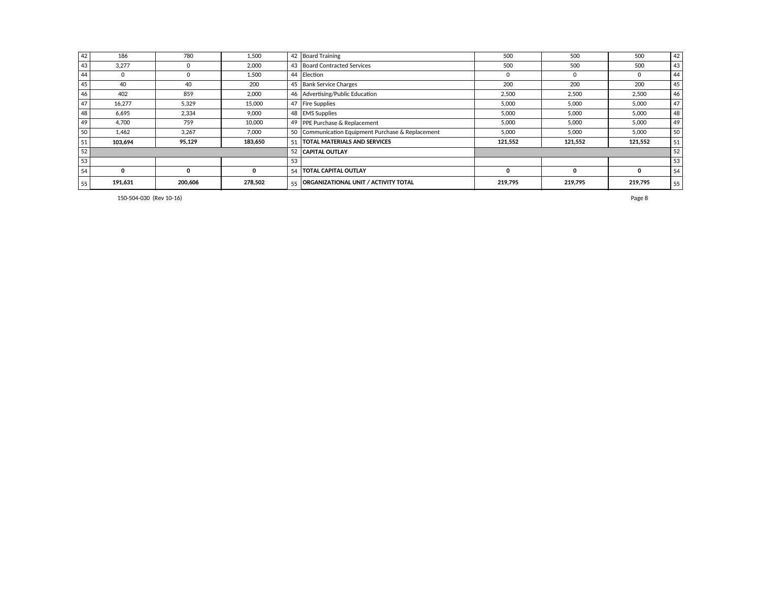| | | | | | | | | | |
|---|---|---|---|---|---|---|---|---|---|
| 42 | 186 | 780 | 1,500 | 42 | Board Training | 500 | 500 | 500 | 42 |
| 43 | 3,277 | 0 | 2,000 | 43 | Board Contracted Services | 500 | 500 | 500 | 43 |
| 44 | 0 | 0 | 1,500 | 44 | Election | 0 | 0 | 0 | 44 |
| 45 | 40 | 40 | 200 | 45 | Bank Service Charges | 200 | 200 | 200 | 45 |
| 46 | 402 | 859 | 2,000 | 46 | Advertising/Public Education | 2,500 | 2,500 | 2,500 | 46 |
| 47 | 16,277 | 5,329 | 15,000 | 47 | Fire Supplies | 5,000 | 5,000 | 5,000 | 47 |
| 48 | 6,695 | 2,334 | 9,000 | 48 | EMS Supplies | 5,000 | 5,000 | 5,000 | 48 |
| 49 | 4,700 | 759 | 10,000 | 49 | PPE Purchase & Replacement | 5,000 | 5,000 | 5,000 | 49 |
| 50 | 1,462 | 3,267 | 7,000 | 50 | Communication Equipment Purchase & Replacement | 5,000 | 5,000 | 5,000 | 50 |
| 51 | **103,694** | **95,129** | **183,650** | 51 | **TOTAL MATERIALS AND SERVICES** | **121,552** | **121,552** | **121,552** | 51 |
| 52 | | | | 52 | **CAPITAL OUTLAY** | | | | 52 |
| 53 | | | | 53 | | | | | 53 |
| 54 | **0** | **0** | **0** | 54 | **TOTAL CAPITAL OUTLAY** | **0** | **0** | **0** | 54 |
| 55 | **191,631** | **200,606** | **278,502** | 55 | **ORGANIZATIONAL UNIT / ACTIVITY TOTAL** | **219,795** | **219,795** | **219,795** | 55 |

150-504-030 (Rev 10-16)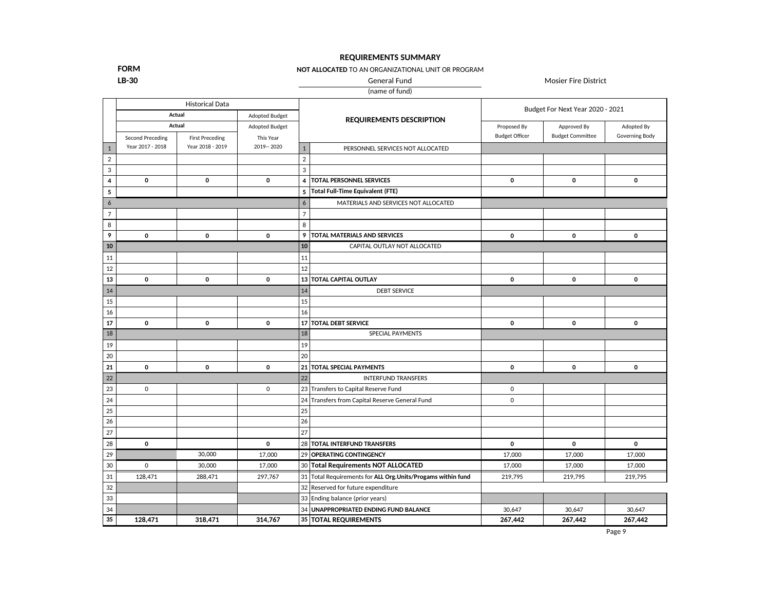# REQUIREMENTS SUMMARY

**FORM LB-30**

**NOT ALLOCATED** TO AN ORGANIZATIONAL UNIT OR PROGRAM

General Fund
(name of fund)

Mosier Fire District

| | Historical Data | | | | Requirements Description | Budget For Next Year 2020 - 2021 | | |
|---|---|---|---|---|---|---|---|---|
| | Actual | | Adopted Budget | | | | | |
| | Second Preceding Year 2017 - 2018 | First Preceding Year 2018 - 2019 | This Year 2019-- 2020 | | **REQUIREMENTS DESCRIPTION** | Proposed By Budget Officer | Approved By Budget Committee | Adopted By Governing Body |
| 1 | | | | 1 | PERSONNEL SERVICES NOT ALLOCATED | | | |
| 2 | | | | 2 | | | | |
| 3 | | | | 3 | | | | |
| **4** | **0** | **0** | **0** | **4** | **TOTAL PERSONNEL SERVICES** | **0** | **0** | **0** |
| **5** | | | | **5** | **Total Full-Time Equivalent (FTE)** | | | |
| 6 | | | | 6 | MATERIALS AND SERVICES NOT ALLOCATED | | | |
| 7 | | | | 7 | | | | |
| 8 | | | | 8 | | | | |
| **9** | **0** | **0** | **0** | **9** | **TOTAL MATERIALS AND SERVICES** | **0** | **0** | **0** |
| **10** | | | | **10** | CAPITAL OUTLAY NOT ALLOCATED | | | |
| 11 | | | | 11 | | | | |
| 12 | | | | 12 | | | | |
| **13** | **0** | **0** | **0** | **13** | **TOTAL CAPITAL OUTLAY** | **0** | **0** | **0** |
| 14 | | | | 14 | DEBT SERVICE | | | |
| 15 | | | | 15 | | | | |
| 16 | | | | 16 | | | | |
| **17** | **0** | **0** | **0** | **17** | **TOTAL DEBT SERVICE** | **0** | **0** | **0** |
| 18 | | | | 18 | SPECIAL PAYMENTS | | | |
| 19 | | | | 19 | | | | |
| 20 | | | | 20 | | | | |
| **21** | **0** | **0** | **0** | **21** | **TOTAL SPECIAL PAYMENTS** | **0** | **0** | **0** |
| 22 | | | | 22 | INTERFUND TRANSFERS | | | |
| 23 | 0 | | 0 | 23 | Transfers to Capital Reserve Fund | 0 | | |
| 24 | | | | 24 | Transfers from Capital Reserve General Fund | 0 | | |
| 25 | | | | 25 | | | | |
| 26 | | | | 26 | | | | |
| 27 | | | | 27 | | | | |
| 28 | **0** | | **0** | 28 | **TOTAL INTERFUND TRANSFERS** | **0** | **0** | **0** |
| 29 | | 30,000 | 17,000 | 29 | **OPERATING CONTINGENCY** | 17,000 | 17,000 | 17,000 |
| 30 | 0 | 30,000 | 17,000 | 30 | **Total Requirements NOT ALLOCATED** | 17,000 | 17,000 | 17,000 |
| 31 | 128,471 | 288,471 | 297,767 | 31 | Total Requirements for **ALL Org.Units/Progams within fund** | 219,795 | 219,795 | 219,795 |
| 32 | | | | 32 | Reserved for future expenditure | | | |
| 33 | | | | 33 | Ending balance (prior years) | | | |
| 34 | | | | 34 | **UNAPPROPRIATED ENDING FUND BALANCE** | 30,647 | 30,647 | 30,647 |
| **35** | **128,471** | **318,471** | **314,767** | **35** | **TOTAL REQUIREMENTS** | **267,442** | **267,442** | **267,442** |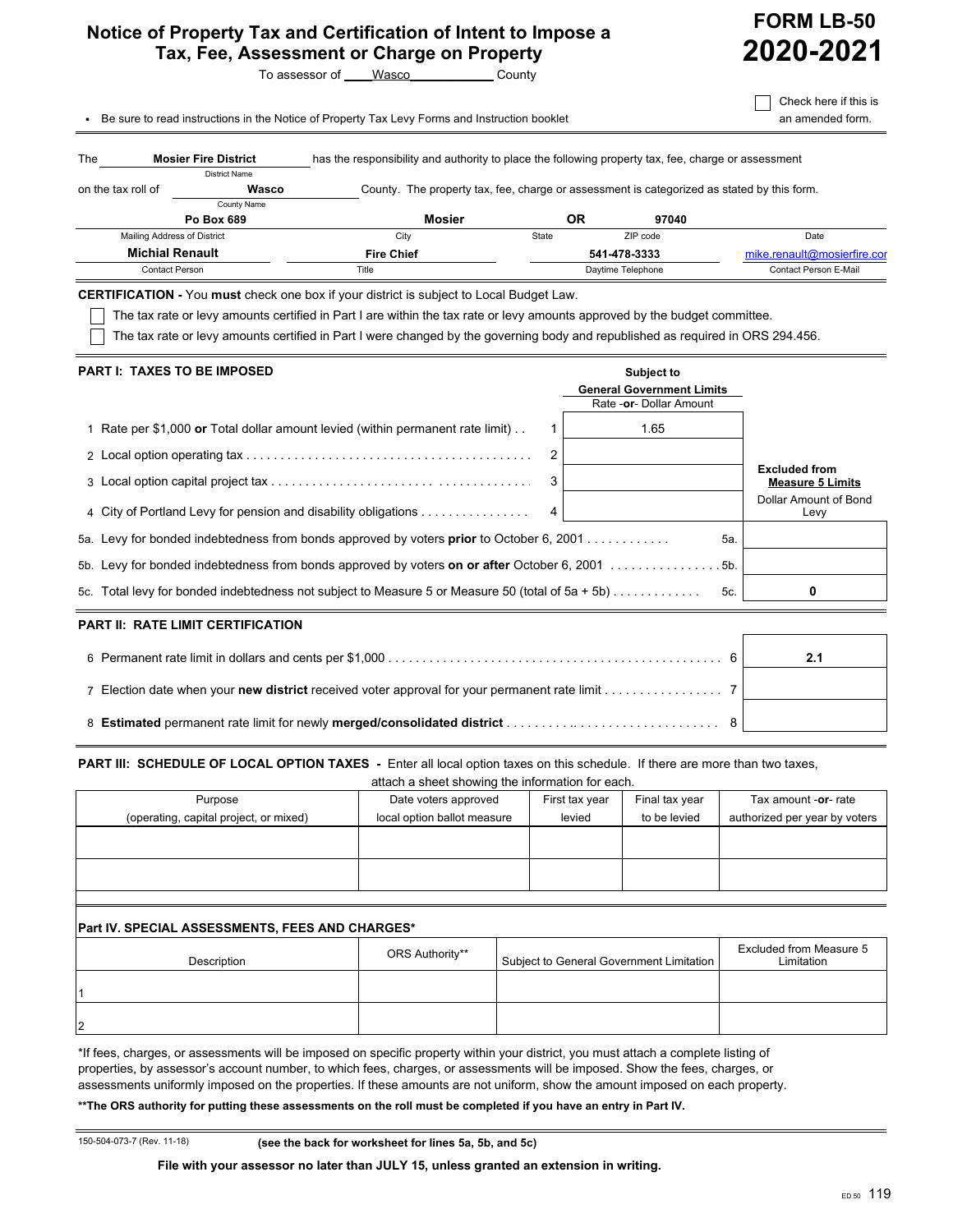# Notice of Property Tax and Certification of Intent to Impose a Tax, Fee, Assessment or Charge on Property

**FORM LB-50**
**2020-2021**

To assessor of Wasco County

☐ Check here if this is an amended form.

- Be sure to read instructions in the Notice of Property Tax Levy Forms and Instruction booklet

The **Mosier Fire District** (District Name) has the responsibility and authority to place the following property tax, fee, charge or assessment on the tax roll of **Wasco** (County Name) County. The property tax, fee, charge or assessment is categorized as stated by this form.

| Mailing Address of District | City | State | ZIP code | Date |
|---|---|---|---|---|
| Po Box 689 | Mosier | OR | 97040 | |

| Contact Person | Title | Daytime Telephone | Contact Person E-Mail |
|---|---|---|---|
| Michial Renault | Fire Chief | 541-478-3333 | mike.renault@mosierfire.cor |

**CERTIFICATION -** You **must** check one box if your district is subject to Local Budget Law.

☐ The tax rate or levy amounts certified in Part I are within the tax rate or levy amounts approved by the budget committee.

☐ The tax rate or levy amounts certified in Part I were changed by the governing body and republished as required in ORS 294.456.

## PART I: TAXES TO BE IMPOSED

| | | Subject to General Government Limits Rate -or- Dollar Amount | Excluded from Measure 5 Limits Dollar Amount of Bond Levy |
|---|---|---|---|
| 1 Rate per $1,000 **or** Total dollar amount levied (within permanent rate limit) | 1 | 1.65 | |
| 2 Local option operating tax | 2 | | |
| 3 Local option capital project tax | 3 | | |
| 4 City of Portland Levy for pension and disability obligations | 4 | | |
| 5a. Levy for bonded indebtedness from bonds approved by voters **prior** to October 6, 2001 | 5a. | | |
| 5b. Levy for bonded indebtedness from bonds approved by voters **on or after** October 6, 2001 | 5b. | | |
| 5c. Total levy for bonded indebtedness not subject to Measure 5 or Measure 50 (total of 5a + 5b) | 5c. | | **0** |

## PART II: RATE LIMIT CERTIFICATION

| | | |
|---|---|---|
| 6 Permanent rate limit in dollars and cents per $1,000 | 6 | **2.1** |
| 7 Election date when your **new district** received voter approval for your permanent rate limit | 7 | |
| 8 **Estimated** permanent rate limit for newly **merged/consolidated district** | 8 | |

## PART III: SCHEDULE OF LOCAL OPTION TAXES - Enter all local option taxes on this schedule. If there are more than two taxes, attach a sheet showing the information for each.

| Purpose (operating, capital project, or mixed) | Date voters approved local option ballot measure | First tax year levied | Final tax year to be levied | Tax amount -or- rate authorized per year by voters |
|---|---|---|---|---|
| | | | | |
| | | | | |

## Part IV. SPECIAL ASSESSMENTS, FEES AND CHARGES*

| Description | ORS Authority** | Subject to General Government Limitation | Excluded from Measure 5 Limitation |
|---|---|---|---|
| 1 | | | |
| 2 | | | |

*If fees, charges, or assessments will be imposed on specific property within your district, you must attach a complete listing of properties, by assessor's account number, to which fees, charges, or assessments will be imposed. Show the fees, charges, or assessments uniformly imposed on the properties. If these amounts are not uniform, show the amount imposed on each property.

**The ORS authority for putting these assessments on the roll must be completed if you have an entry in Part IV.**

150-504-073-7 (Rev. 11-18) **(see the back for worksheet for lines 5a, 5b, and 5c)**

**File with your assessor no later than JULY 15, unless granted an extension in writing.**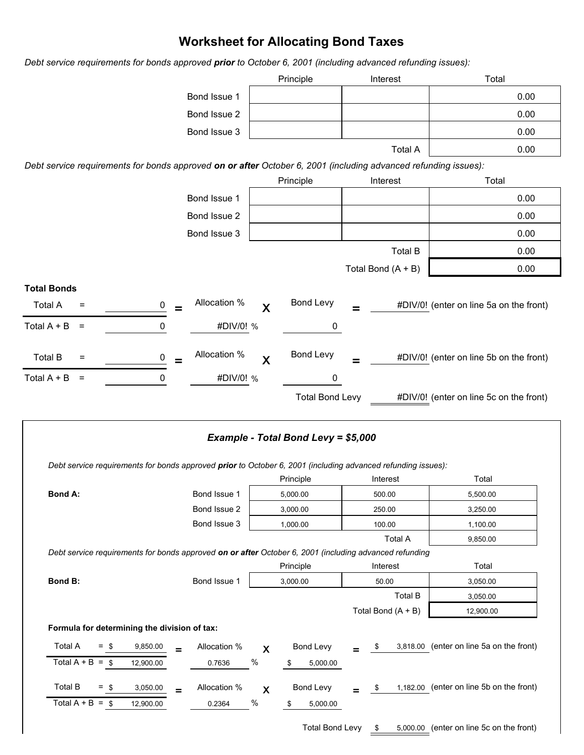# Worksheet for Allocating Bond Taxes

*Debt service requirements for bonds approved **prior** to October 6, 2001 (including advanced refunding issues):*

| | Principle | Interest | Total |
|---|---|---|---|
| Bond Issue 1 | | | 0.00 |
| Bond Issue 2 | | | 0.00 |
| Bond Issue 3 | | | 0.00 |
| | | Total A | 0.00 |

*Debt service requirements for bonds approved **on or after** October 6, 2001 (including advanced refunding issues):*

| | Principle | Interest | Total |
|---|---|---|---|
| Bond Issue 1 | | | 0.00 |
| Bond Issue 2 | | | 0.00 |
| Bond Issue 3 | | | 0.00 |
| | | Total B | 0.00 |
| | | Total Bond (A + B) | 0.00 |

**Total Bonds**

| | | | | | | | |
|---|---|---|---|---|---|---|---|
| Total A = | 0 | = | Allocation % | X | Bond Levy | = | #DIV/0! (enter on line 5a on the front) |
| Total A + B = | 0 | | #DIV/0! % | | 0 | | |
| Total B = | 0 | = | Allocation % | X | Bond Levy | = | #DIV/0! (enter on line 5b on the front) |
| Total A + B = | 0 | | #DIV/0! % | | 0 | | |
| | | | | | Total Bond Levy | | #DIV/0! (enter on line 5c on the front) |

***Example - Total Bond Levy = $5,000***

*Debt service requirements for bonds approved **prior** to October 6, 2001 (including advanced refunding issues):*

| | | Principle | Interest | Total |
|---|---|---|---|---|
| **Bond A:** | Bond Issue 1 | 5,000.00 | 500.00 | 5,500.00 |
| | Bond Issue 2 | 3,000.00 | 250.00 | 3,250.00 |
| | Bond Issue 3 | 1,000.00 | 100.00 | 1,100.00 |
| | | | Total A | 9,850.00 |

*Debt service requirements for bonds approved **on or after** October 6, 2001 (including advanced refunding*

| | | Principle | Interest | Total |
|---|---|---|---|---|
| **Bond B:** | Bond Issue 1 | 3,000.00 | 50.00 | 3,050.00 |
| | | | Total B | 3,050.00 |
| | | | Total Bond (A + B) | 12,900.00 |

**Formula for determining the division of tax:**

| | | | | | | | |
|---|---|---|---|---|---|---|---|
| Total A = | $ 9,850.00 | = | Allocation % | X | Bond Levy | = | $ 3,818.00 (enter on line 5a on the front) |
| Total A + B = | $ 12,900.00 | | 0.7636 % | | $ 5,000.00 | | |
| Total B = | $ 3,050.00 | = | Allocation % | X | Bond Levy | = | $ 1,182.00 (enter on line 5b on the front) |
| Total A + B = | $ 12,900.00 | | 0.2364 % | | $ 5,000.00 | | |
| | | | | | Total Bond Levy | | $ 5,000.00 (enter on line 5c on the front) |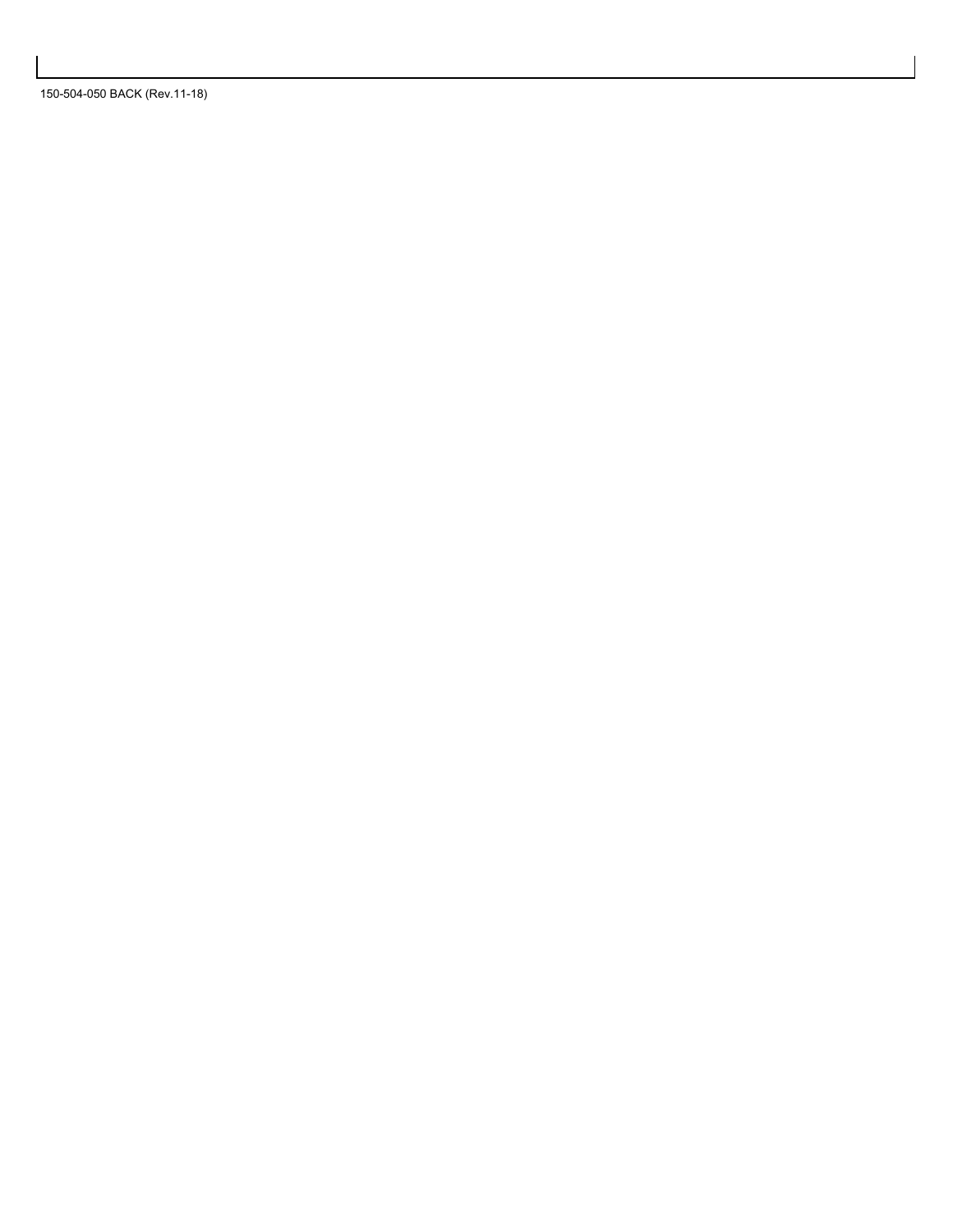150-504-050 BACK (Rev.11-18)